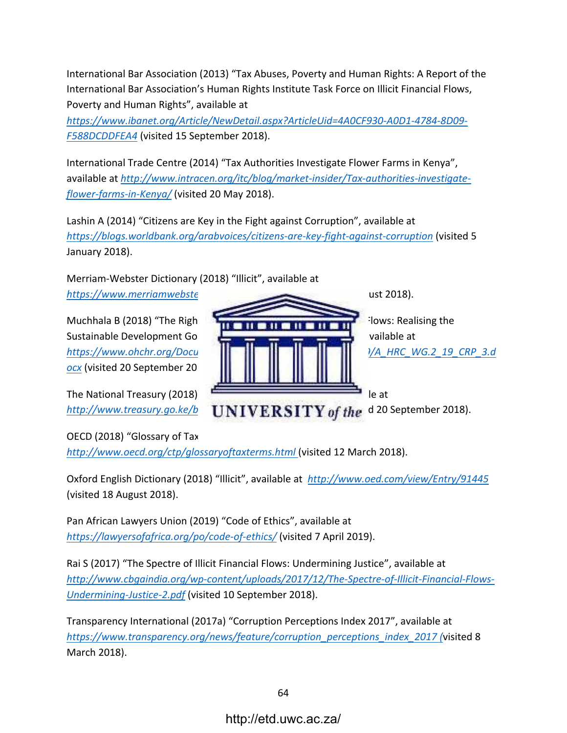International Bar Association (2013) “Tax Abuses, Poverty and Human Rights: A Report of the International Bar Association’s Human Rights Institute Task Force on Illicit Financial Flows, Poverty and Human Rights”, available at https://www.ibanet.org/Article/NewDetail.aspx?ArticleUid=4A0CF930-A0D1-4784-8D09-F588DCDDFEA4 (visited 15 September 2018).

International Trade Centre (2014) “Tax Authorities Investigate Flower Farms in Kenya”, available at http://www.intracen.org/itc/blog/market-insider/Tax-authorities-investigate-flower-farms-in-Kenya/ (visited 20 May 2018).

Lashin A (2014) “Citizens are Key in the Fight against Corruption”, available at https://blogs.worldbank.org/arabvoices/citizens-are-key-fight-against-corruption (visited 5 January 2018).

Merriam-Webster Dictionary (2018) “Illicit”, available at https://www.merriamwebste ust 2018).

Muchhala B (2018) “The Righ Flows: Realising the Sustainable Development Go vailable at https://www.ohchr.org/Docu /A_HRC_WG.2_19_CRP_3.docx (visited 20 September 20

The National Treasury (2018) le at http://www.treasury.go.ke/b d 20 September 2018).

OECD (2018) “Glossary of Tax http://www.oecd.org/ctp/glossaryoftaxterms.html (visited 12 March 2018).

Oxford English Dictionary (2018) “Illicit”, available at http://www.oed.com/view/Entry/91445 (visited 18 August 2018).

Pan African Lawyers Union (2019) “Code of Ethics”, available at https://lawyersofafrica.org/po/code-of-ethics/ (visited 7 April 2019).

Rai S (2017) “The Spectre of Illicit Financial Flows: Undermining Justice”, available at http://www.cbgaindia.org/wp-content/uploads/2017/12/The-Spectre-of-Illicit-Financial-Flows-Undermining-Justice-2.pdf (visited 10 September 2018).

Transparency International (2017a) “Corruption Perceptions Index 2017”, available at https://www.transparency.org/news/feature/corruption_perceptions_index_2017 (visited 8 March 2018).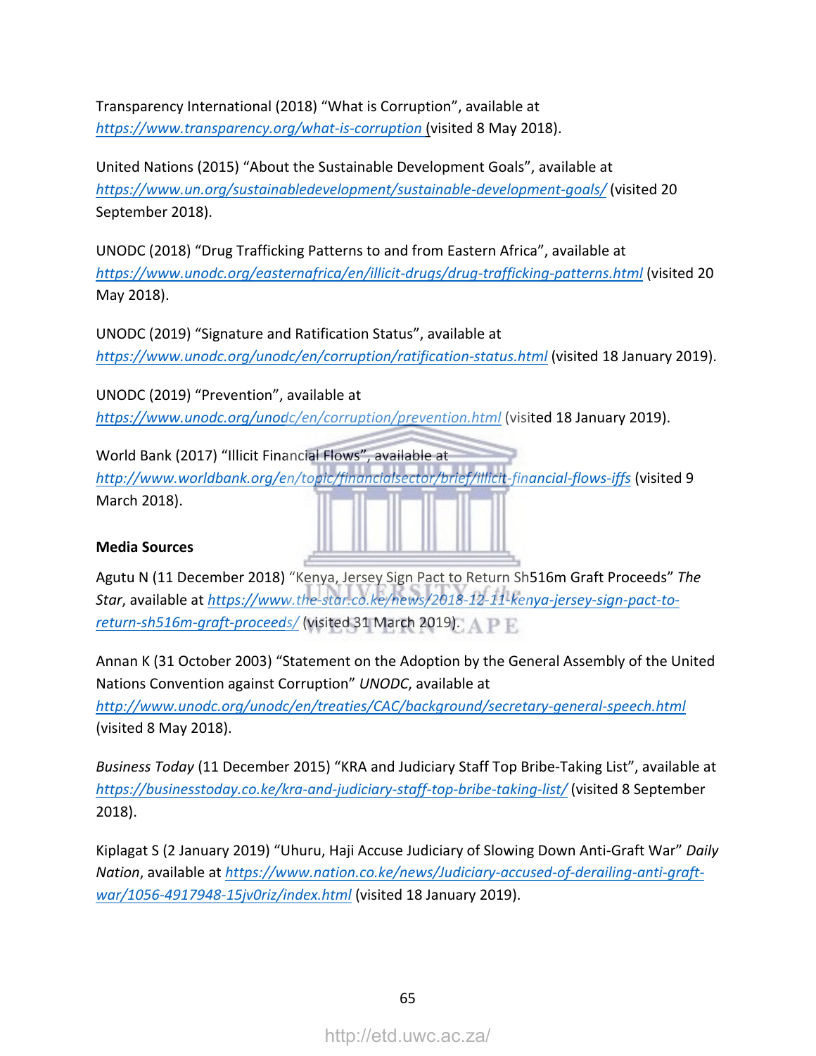Transparency International (2018) “What is Corruption”, available at https://www.transparency.org/what-is-corruption (visited 8 May 2018).

United Nations (2015) “About the Sustainable Development Goals”, available at https://www.un.org/sustainabledevelopment/sustainable-development-goals/ (visited 20 September 2018).

UNODC (2018) “Drug Trafficking Patterns to and from Eastern Africa”, available at https://www.unodc.org/easternafrica/en/illicit-drugs/drug-trafficking-patterns.html (visited 20 May 2018).

UNODC (2019) “Signature and Ratification Status”, available at https://www.unodc.org/unodc/en/corruption/ratification-status.html (visited 18 January 2019).

UNODC (2019) “Prevention”, available at https://www.unodc.org/unodc/en/corruption/prevention.html (visited 18 January 2019).

World Bank (2017) “Illicit Financial Flows”, available at http://www.worldbank.org/en/topic/financialsector/brief/illicit-financial-flows-iffs (visited 9 March 2018).

**Media Sources**

Agutu N (11 December 2018) “Kenya, Jersey Sign Pact to Return Sh516m Graft Proceeds” *The Star*, available at https://www.the-star.co.ke/news/2018-12-11-kenya-jersey-sign-pact-to-return-sh516m-graft-proceeds/ (visited 31 March 2019).

Annan K (31 October 2003) “Statement on the Adoption by the General Assembly of the United Nations Convention against Corruption” *UNODC*, available at http://www.unodc.org/unodc/en/treaties/CAC/background/secretary-general-speech.html (visited 8 May 2018).

*Business Today* (11 December 2015) “KRA and Judiciary Staff Top Bribe-Taking List”, available at https://businesstoday.co.ke/kra-and-judiciary-staff-top-bribe-taking-list/ (visited 8 September 2018).

Kiplagat S (2 January 2019) “Uhuru, Haji Accuse Judiciary of Slowing Down Anti-Graft War” *Daily Nation*, available at https://www.nation.co.ke/news/Judiciary-accused-of-derailing-anti-graft-war/1056-4917948-15jv0riz/index.html (visited 18 January 2019).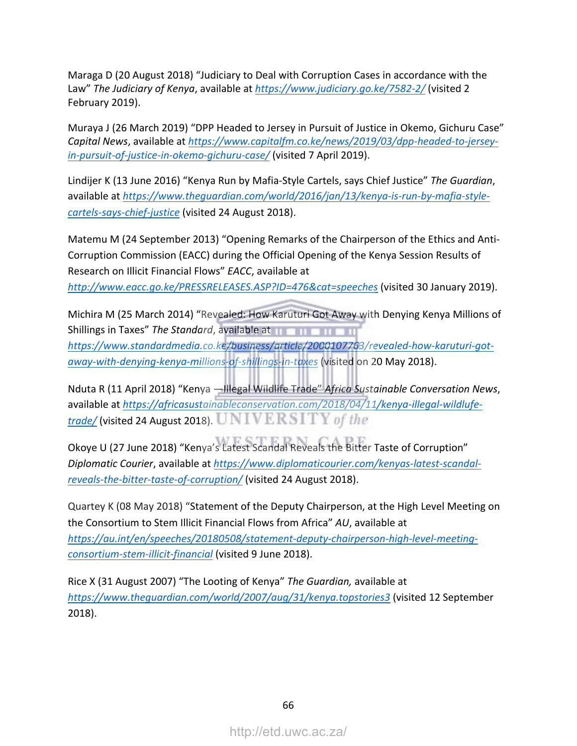Maraga D (20 August 2018) "Judiciary to Deal with Corruption Cases in accordance with the Law" *The Judiciary of Kenya*, available at https://www.judiciary.go.ke/7582-2/ (visited 2 February 2019).

Muraya J (26 March 2019) "DPP Headed to Jersey in Pursuit of Justice in Okemo, Gichuru Case" *Capital News*, available at https://www.capitalfm.co.ke/news/2019/03/dpp-headed-to-jersey-in-pursuit-of-justice-in-okemo-gichuru-case/ (visited 7 April 2019).

Lindijer K (13 June 2016) "Kenya Run by Mafia-Style Cartels, says Chief Justice" *The Guardian*, available at https://www.theguardian.com/world/2016/jan/13/kenya-is-run-by-mafia-style-cartels-says-chief-justice (visited 24 August 2018).

Matemu M (24 September 2013) "Opening Remarks of the Chairperson of the Ethics and Anti-Corruption Commission (EACC) during the Official Opening of the Kenya Session Results of Research on Illicit Financial Flows" *EACC*, available at http://www.eacc.go.ke/PRESSRELEASES.ASP?ID=476&cat=speeches (visited 30 January 2019).

Michira M (25 March 2014) "Revealed: How Karuturi Got Away with Denying Kenya Millions of Shillings in Taxes" *The Standard*, available at https://www.standardmedia.co.ke/business/article/2000107763/revealed-how-karuturi-got-away-with-denying-kenya-millions-of-shillings-in-taxes (visited on 20 May 2018).

Nduta R (11 April 2018) "Kenya —Illegal Wildlife Trade" *Africa Sustainable Conversation News*, available at https://africasustainableconservation.com/2018/04/11/kenya-illegal-wildlufe-trade/ (visited 24 August 2018).

Okoye U (27 June 2018) "Kenya's Latest Scandal Reveals the Bitter Taste of Corruption" *Diplomatic Courier*, available at https://www.diplomaticourier.com/kenyas-latest-scandal-reveals-the-bitter-taste-of-corruption/ (visited 24 August 2018).

Quartey K (08 May 2018) "Statement of the Deputy Chairperson, at the High Level Meeting on the Consortium to Stem Illicit Financial Flows from Africa" *AU*, available at https://au.int/en/speeches/20180508/statement-deputy-chairperson-high-level-meeting-consortium-stem-illicit-financial (visited 9 June 2018).

Rice X (31 August 2007) "The Looting of Kenya" *The Guardian,* available at https://www.theguardian.com/world/2007/aug/31/kenya.topstories3 (visited 12 September 2018).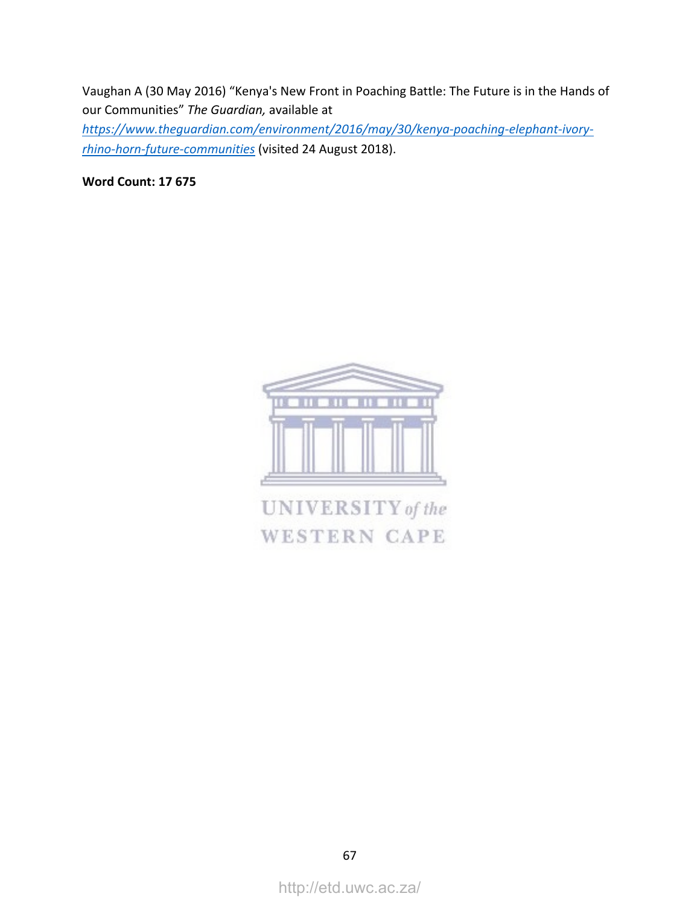Vaughan A (30 May 2016) "Kenya's New Front in Poaching Battle: The Future is in the Hands of our Communities" *The Guardian,* available at *https://www.theguardian.com/environment/2016/may/30/kenya-poaching-elephant-ivory-rhino-horn-future-communities* (visited 24 August 2018).

**Word Count: 17 675**